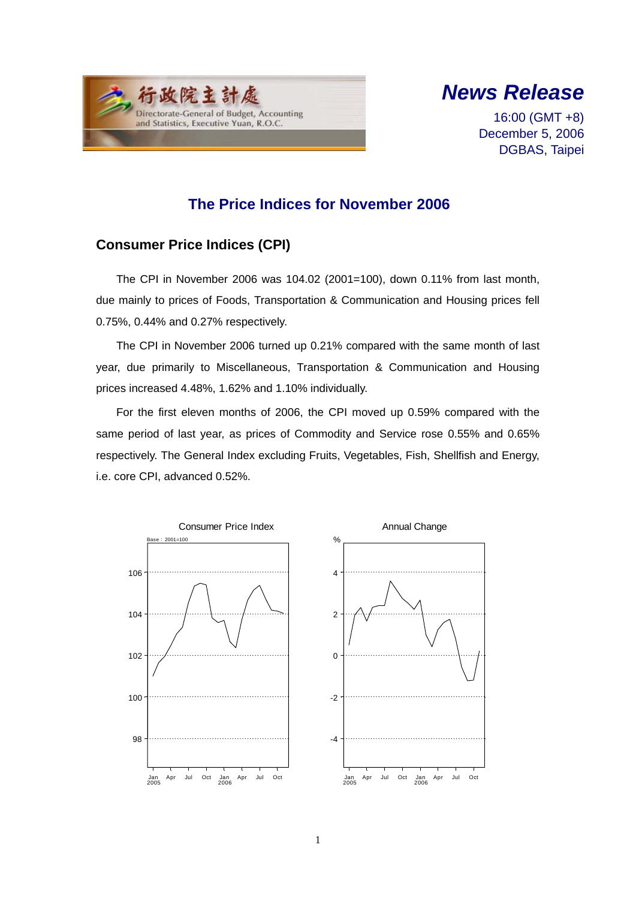行政院主計處
Directorate-General of Budget, Accounting and Statistics, Executive Yuan, R.O.C.

# *News Release*

16:00 (GMT +8)
December 5, 2006
DGBAS, Taipei

## The Price Indices for November 2006

### Consumer Price Indices (CPI)

The CPI in November 2006 was 104.02 (2001=100), down 0.11% from last month, due mainly to prices of Foods, Transportation & Communication and Housing prices fell 0.75%, 0.44% and 0.27% respectively.

The CPI in November 2006 turned up 0.21% compared with the same month of last year, due primarily to Miscellaneous, Transportation & Communication and Housing prices increased 4.48%, 1.62% and 1.10% individually.

For the first eleven months of 2006, the CPI moved up 0.59% compared with the same period of last year, as prices of Commodity and Service rose 0.55% and 0.65% respectively. The General Index excluding Fruits, Vegetables, Fish, Shellfish and Energy, i.e. core CPI, advanced 0.52%.

Consumer Price Index

Annual Change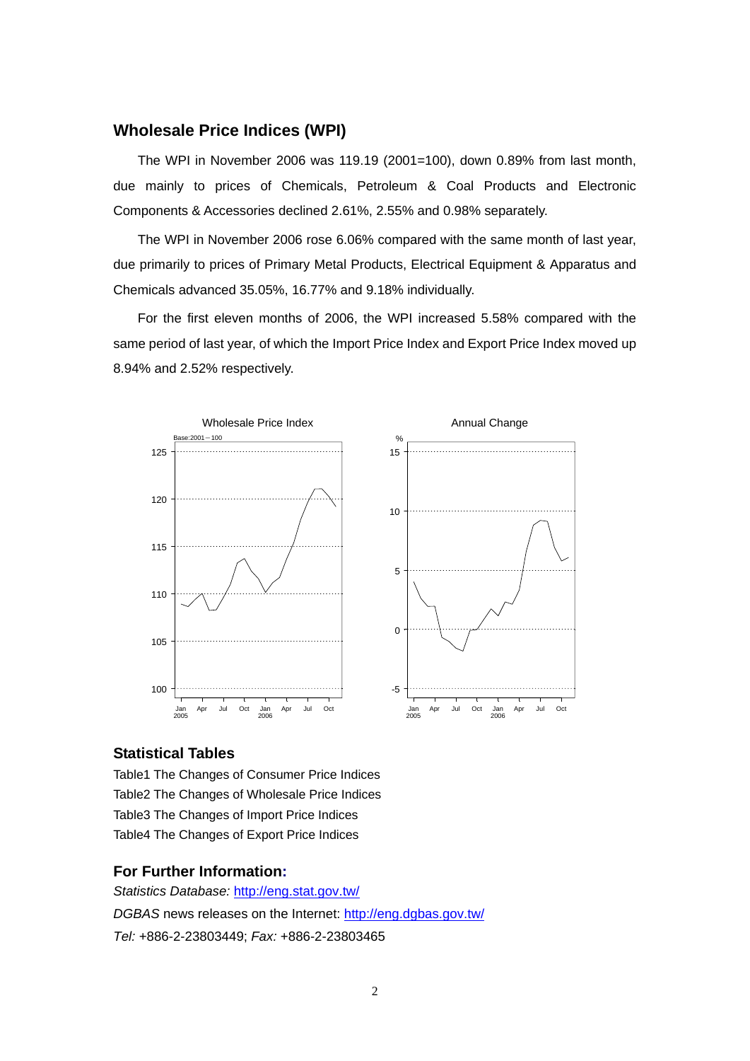## Wholesale Price Indices (WPI)

The WPI in November 2006 was 119.19 (2001=100), down 0.89% from last month, due mainly to prices of Chemicals, Petroleum & Coal Products and Electronic Components & Accessories declined 2.61%, 2.55% and 0.98% separately.

The WPI in November 2006 rose 6.06% compared with the same month of last year, due primarily to prices of Primary Metal Products, Electrical Equipment & Apparatus and Chemicals advanced 35.05%, 16.77% and 9.18% individually.

For the first eleven months of 2006, the WPI increased 5.58% compared with the same period of last year, of which the Import Price Index and Export Price Index moved up 8.94% and 2.52% respectively.

## Statistical Tables

Table1 The Changes of Consumer Price Indices

Table2 The Changes of Wholesale Price Indices

Table3 The Changes of Import Price Indices

Table4 The Changes of Export Price Indices

## For Further Information:

*Statistics Database:* http://eng.stat.gov.tw/

*DGBAS* news releases on the Internet: http://eng.dgbas.gov.tw/

*Tel:* +886-2-23803449; *Fax:* +886-2-23803465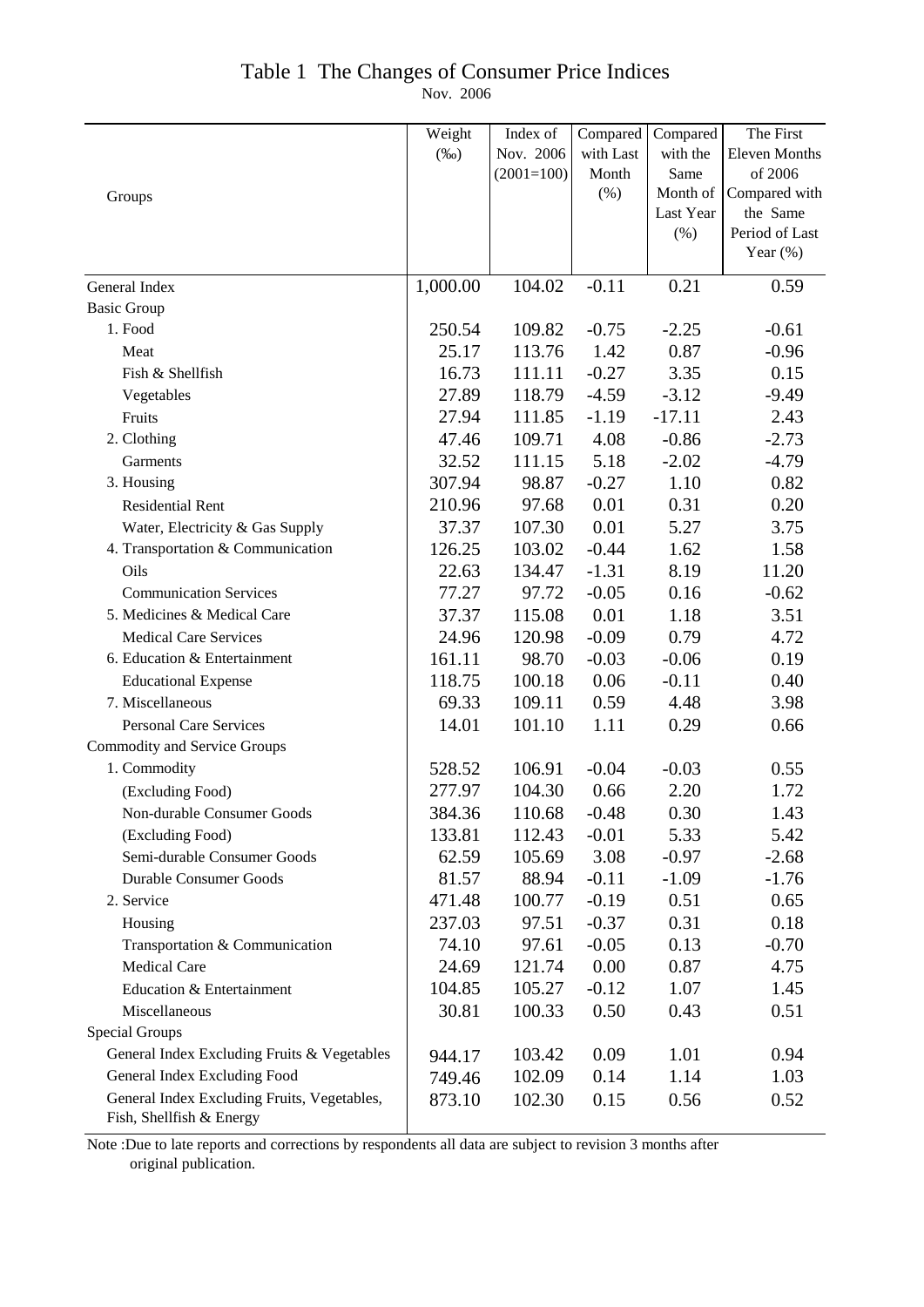# Table 1 The Changes of Consumer Price Indices

Nov. 2006

| Groups | Weight (‰) | Index of Nov. 2006 (2001=100) | Compared with Last Month (%) | Compared with the Same Month of Last Year (%) | The First Eleven Months of 2006 Compared with the Same Period of Last Year (%) |
|---|---|---|---|---|---|
| General Index | 1,000.00 | 104.02 | -0.11 | 0.21 | 0.59 |
| Basic Group | | | | | |
| 1. Food | 250.54 | 109.82 | -0.75 | -2.25 | -0.61 |
| Meat | 25.17 | 113.76 | 1.42 | 0.87 | -0.96 |
| Fish & Shellfish | 16.73 | 111.11 | -0.27 | 3.35 | 0.15 |
| Vegetables | 27.89 | 118.79 | -4.59 | -3.12 | -9.49 |
| Fruits | 27.94 | 111.85 | -1.19 | -17.11 | 2.43 |
| 2. Clothing | 47.46 | 109.71 | 4.08 | -0.86 | -2.73 |
| Garments | 32.52 | 111.15 | 5.18 | -2.02 | -4.79 |
| 3. Housing | 307.94 | 98.87 | -0.27 | 1.10 | 0.82 |
| Residential Rent | 210.96 | 97.68 | 0.01 | 0.31 | 0.20 |
| Water, Electricity & Gas Supply | 37.37 | 107.30 | 0.01 | 5.27 | 3.75 |
| 4. Transportation & Communication | 126.25 | 103.02 | -0.44 | 1.62 | 1.58 |
| Oils | 22.63 | 134.47 | -1.31 | 8.19 | 11.20 |
| Communication Services | 77.27 | 97.72 | -0.05 | 0.16 | -0.62 |
| 5. Medicines & Medical Care | 37.37 | 115.08 | 0.01 | 1.18 | 3.51 |
| Medical Care Services | 24.96 | 120.98 | -0.09 | 0.79 | 4.72 |
| 6. Education & Entertainment | 161.11 | 98.70 | -0.03 | -0.06 | 0.19 |
| Educational Expense | 118.75 | 100.18 | 0.06 | -0.11 | 0.40 |
| 7. Miscellaneous | 69.33 | 109.11 | 0.59 | 4.48 | 3.98 |
| Personal Care Services | 14.01 | 101.10 | 1.11 | 0.29 | 0.66 |
| Commodity and Service Groups | | | | | |
| 1. Commodity | 528.52 | 106.91 | -0.04 | -0.03 | 0.55 |
| (Excluding Food) | 277.97 | 104.30 | 0.66 | 2.20 | 1.72 |
| Non-durable Consumer Goods | 384.36 | 110.68 | -0.48 | 0.30 | 1.43 |
| (Excluding Food) | 133.81 | 112.43 | -0.01 | 5.33 | 5.42 |
| Semi-durable Consumer Goods | 62.59 | 105.69 | 3.08 | -0.97 | -2.68 |
| Durable Consumer Goods | 81.57 | 88.94 | -0.11 | -1.09 | -1.76 |
| 2. Service | 471.48 | 100.77 | -0.19 | 0.51 | 0.65 |
| Housing | 237.03 | 97.51 | -0.37 | 0.31 | 0.18 |
| Transportation & Communication | 74.10 | 97.61 | -0.05 | 0.13 | -0.70 |
| Medical Care | 24.69 | 121.74 | 0.00 | 0.87 | 4.75 |
| Education & Entertainment | 104.85 | 105.27 | -0.12 | 1.07 | 1.45 |
| Miscellaneous | 30.81 | 100.33 | 0.50 | 0.43 | 0.51 |
| Special Groups | | | | | |
| General Index Excluding Fruits & Vegetables | 944.17 | 103.42 | 0.09 | 1.01 | 0.94 |
| General Index Excluding Food | 749.46 | 102.09 | 0.14 | 1.14 | 1.03 |
| General Index Excluding Fruits, Vegetables, Fish, Shellfish & Energy | 873.10 | 102.30 | 0.15 | 0.56 | 0.52 |

Note :Due to late reports and corrections by respondents all data are subject to revision 3 months after original publication.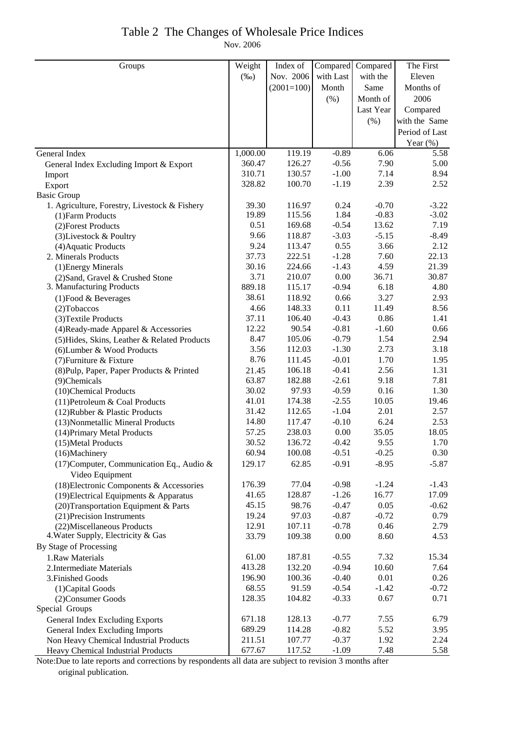# Table 2 The Changes of Wholesale Price Indices

Nov. 2006

| Groups | Weight (‰) | Index of Nov. 2006 (2001=100) | Compared with Last Month (%) | Compared with the Same Month of Last Year (%) | The First Eleven Months of 2006 Compared with the Same Period of Last Year (%) |
|---|---|---|---|---|---|
| General Index | 1,000.00 | 119.19 | -0.89 | 6.06 | 5.58 |
| General Index Excluding Import & Export | 360.47 | 126.27 | -0.56 | 7.90 | 5.00 |
| Import | 310.71 | 130.57 | -1.00 | 7.14 | 8.94 |
| Export | 328.82 | 100.70 | -1.19 | 2.39 | 2.52 |
| Basic Group | | | | | |
| 1. Agriculture, Forestry, Livestock & Fishery | 39.30 | 116.97 | 0.24 | -0.70 | -3.22 |
| (1)Farm Products | 19.89 | 115.56 | 1.84 | -0.83 | -3.02 |
| (2)Forest Products | 0.51 | 169.68 | -0.54 | 13.62 | 7.19 |
| (3)Livestock & Poultry | 9.66 | 118.87 | -3.03 | -5.15 | -8.49 |
| (4)Aquatic Products | 9.24 | 113.47 | 0.55 | 3.66 | 2.12 |
| 2. Minerals Products | 37.73 | 222.51 | -1.28 | 7.60 | 22.13 |
| (1)Energy Minerals | 30.16 | 224.66 | -1.43 | 4.59 | 21.39 |
| (2)Sand, Gravel & Crushed Stone | 3.71 | 210.07 | 0.00 | 36.71 | 30.87 |
| 3. Manufacturing Products | 889.18 | 115.17 | -0.94 | 6.18 | 4.80 |
| (1)Food & Beverages | 38.61 | 118.92 | 0.66 | 3.27 | 2.93 |
| (2)Tobaccos | 4.66 | 148.33 | 0.11 | 11.49 | 8.56 |
| (3)Textile Products | 37.11 | 106.40 | -0.43 | 0.86 | 1.41 |
| (4)Ready-made Apparel & Accessories | 12.22 | 90.54 | -0.81 | -1.60 | 0.66 |
| (5)Hides, Skins, Leather & Related Products | 8.47 | 105.06 | -0.79 | 1.54 | 2.94 |
| (6)Lumber & Wood Products | 3.56 | 112.03 | -1.30 | 2.73 | 3.18 |
| (7)Furniture & Fixture | 8.76 | 111.45 | -0.01 | 1.70 | 1.95 |
| (8)Pulp, Paper, Paper Products & Printed | 21.45 | 106.18 | -0.41 | 2.56 | 1.31 |
| (9)Chemicals | 63.87 | 182.88 | -2.61 | 9.18 | 7.81 |
| (10)Chemical Products | 30.02 | 97.93 | -0.59 | 0.16 | 1.30 |
| (11)Petroleum & Coal Products | 41.01 | 174.38 | -2.55 | 10.05 | 19.46 |
| (12)Rubber & Plastic Products | 31.42 | 112.65 | -1.04 | 2.01 | 2.57 |
| (13)Nonmetallic Mineral Products | 14.80 | 117.47 | -0.10 | 6.24 | 2.53 |
| (14)Primary Metal Products | 57.25 | 238.03 | 0.00 | 35.05 | 18.05 |
| (15)Metal Products | 30.52 | 136.72 | -0.42 | 9.55 | 1.70 |
| (16)Machinery | 60.94 | 100.08 | -0.51 | -0.25 | 0.30 |
| (17)Computer, Communication Eq., Audio & Video Equipment | 129.17 | 62.85 | -0.91 | -8.95 | -5.87 |
| (18)Electronic Components & Accessories | 176.39 | 77.04 | -0.98 | -1.24 | -1.43 |
| (19)Electrical Equipments & Apparatus | 41.65 | 128.87 | -1.26 | 16.77 | 17.09 |
| (20)Transportation Equipment & Parts | 45.15 | 98.76 | -0.47 | 0.05 | -0.62 |
| (21)Precision Instruments | 19.24 | 97.03 | -0.87 | -0.72 | 0.79 |
| (22)Miscellaneous Products | 12.91 | 107.11 | -0.78 | 0.46 | 2.79 |
| 4.Water Supply, Electricity & Gas | 33.79 | 109.38 | 0.00 | 8.60 | 4.53 |
| By Stage of Processing | | | | | |
| 1.Raw Materials | 61.00 | 187.81 | -0.55 | 7.32 | 15.34 |
| 2.Intermediate Materials | 413.28 | 132.20 | -0.94 | 10.60 | 7.64 |
| 3.Finished Goods | 196.90 | 100.36 | -0.40 | 0.01 | 0.26 |
| (1)Capital Goods | 68.55 | 91.59 | -0.54 | -1.42 | -0.72 |
| (2)Consumer Goods | 128.35 | 104.82 | -0.33 | 0.67 | 0.71 |
| Special Groups | | | | | |
| General Index Excluding Exports | 671.18 | 128.13 | -0.77 | 7.55 | 6.79 |
| General Index Excluding Imports | 689.29 | 114.28 | -0.82 | 5.52 | 3.95 |
| Non Heavy Chemical Industrial Products | 211.51 | 107.77 | -0.37 | 1.92 | 2.24 |
| Heavy Chemical Industrial Products | 677.67 | 117.52 | -1.09 | 7.48 | 5.58 |

Note:Due to late reports and corrections by respondents all data are subject to revision 3 months after original publication.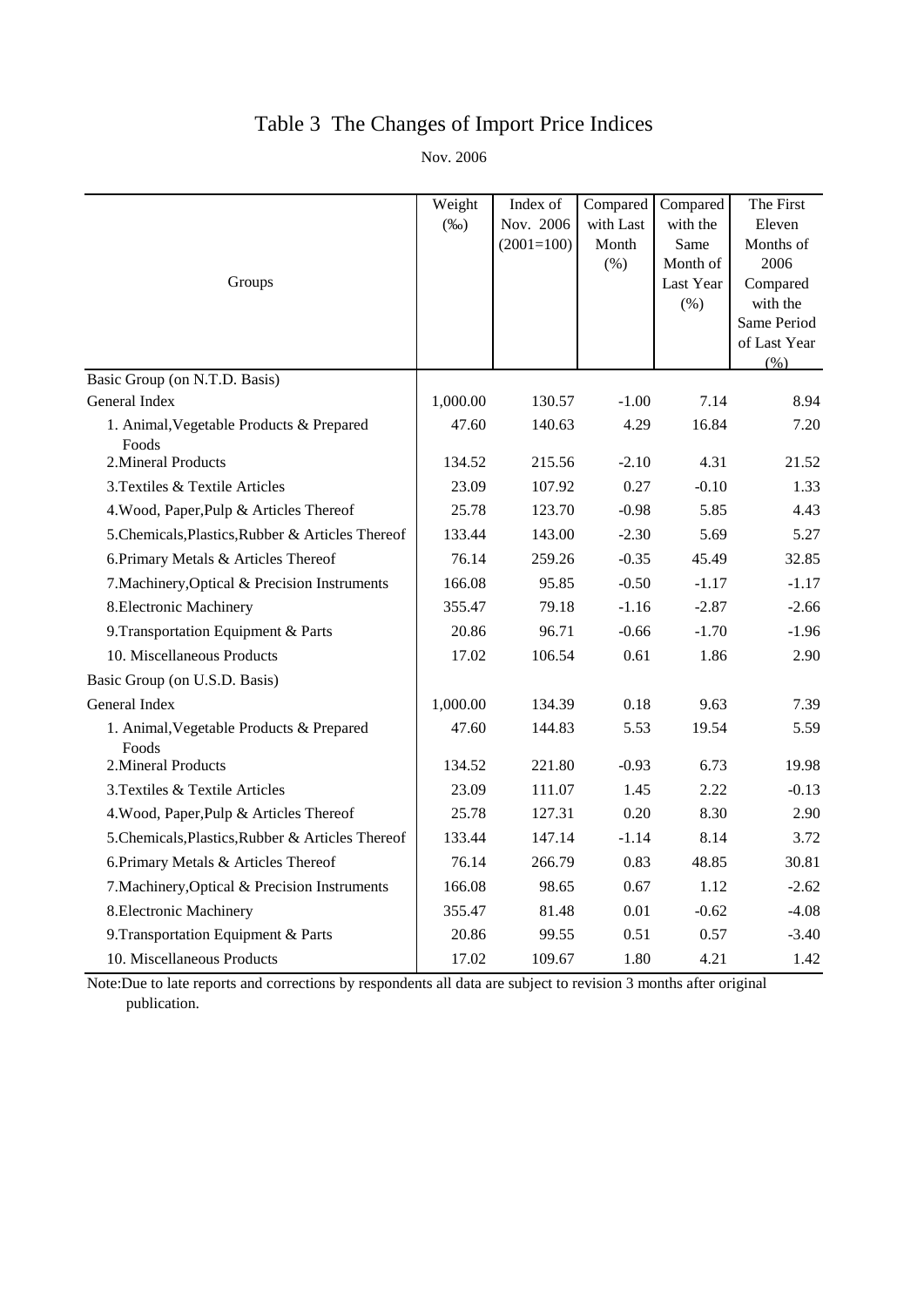# Table 3 The Changes of Import Price Indices

Nov. 2006

| Groups | Weight (‰) | Index of Nov. 2006 (2001=100) | Compared with Last Month (%) | Compared with the Same Month of Last Year (%) | The First Eleven Months of 2006 Compared with the Same Period of Last Year (%) |
|---|---|---|---|---|---|
| Basic Group (on N.T.D. Basis) | | | | | |
| General Index | 1,000.00 | 130.57 | -1.00 | 7.14 | 8.94 |
| 1. Animal,Vegetable Products & Prepared Foods | 47.60 | 140.63 | 4.29 | 16.84 | 7.20 |
| 2.Mineral Products | 134.52 | 215.56 | -2.10 | 4.31 | 21.52 |
| 3.Textiles & Textile Articles | 23.09 | 107.92 | 0.27 | -0.10 | 1.33 |
| 4.Wood, Paper,Pulp & Articles Thereof | 25.78 | 123.70 | -0.98 | 5.85 | 4.43 |
| 5.Chemicals,Plastics,Rubber & Articles Thereof | 133.44 | 143.00 | -2.30 | 5.69 | 5.27 |
| 6.Primary Metals & Articles Thereof | 76.14 | 259.26 | -0.35 | 45.49 | 32.85 |
| 7.Machinery,Optical & Precision Instruments | 166.08 | 95.85 | -0.50 | -1.17 | -1.17 |
| 8.Electronic Machinery | 355.47 | 79.18 | -1.16 | -2.87 | -2.66 |
| 9.Transportation Equipment & Parts | 20.86 | 96.71 | -0.66 | -1.70 | -1.96 |
| 10. Miscellaneous Products | 17.02 | 106.54 | 0.61 | 1.86 | 2.90 |
| Basic Group (on U.S.D. Basis) | | | | | |
| General Index | 1,000.00 | 134.39 | 0.18 | 9.63 | 7.39 |
| 1. Animal,Vegetable Products & Prepared Foods | 47.60 | 144.83 | 5.53 | 19.54 | 5.59 |
| 2.Mineral Products | 134.52 | 221.80 | -0.93 | 6.73 | 19.98 |
| 3.Textiles & Textile Articles | 23.09 | 111.07 | 1.45 | 2.22 | -0.13 |
| 4.Wood, Paper,Pulp & Articles Thereof | 25.78 | 127.31 | 0.20 | 8.30 | 2.90 |
| 5.Chemicals,Plastics,Rubber & Articles Thereof | 133.44 | 147.14 | -1.14 | 8.14 | 3.72 |
| 6.Primary Metals & Articles Thereof | 76.14 | 266.79 | 0.83 | 48.85 | 30.81 |
| 7.Machinery,Optical & Precision Instruments | 166.08 | 98.65 | 0.67 | 1.12 | -2.62 |
| 8.Electronic Machinery | 355.47 | 81.48 | 0.01 | -0.62 | -4.08 |
| 9.Transportation Equipment & Parts | 20.86 | 99.55 | 0.51 | 0.57 | -3.40 |
| 10. Miscellaneous Products | 17.02 | 109.67 | 1.80 | 4.21 | 1.42 |

Note:Due to late reports and corrections by respondents all data are subject to revision 3 months after original publication.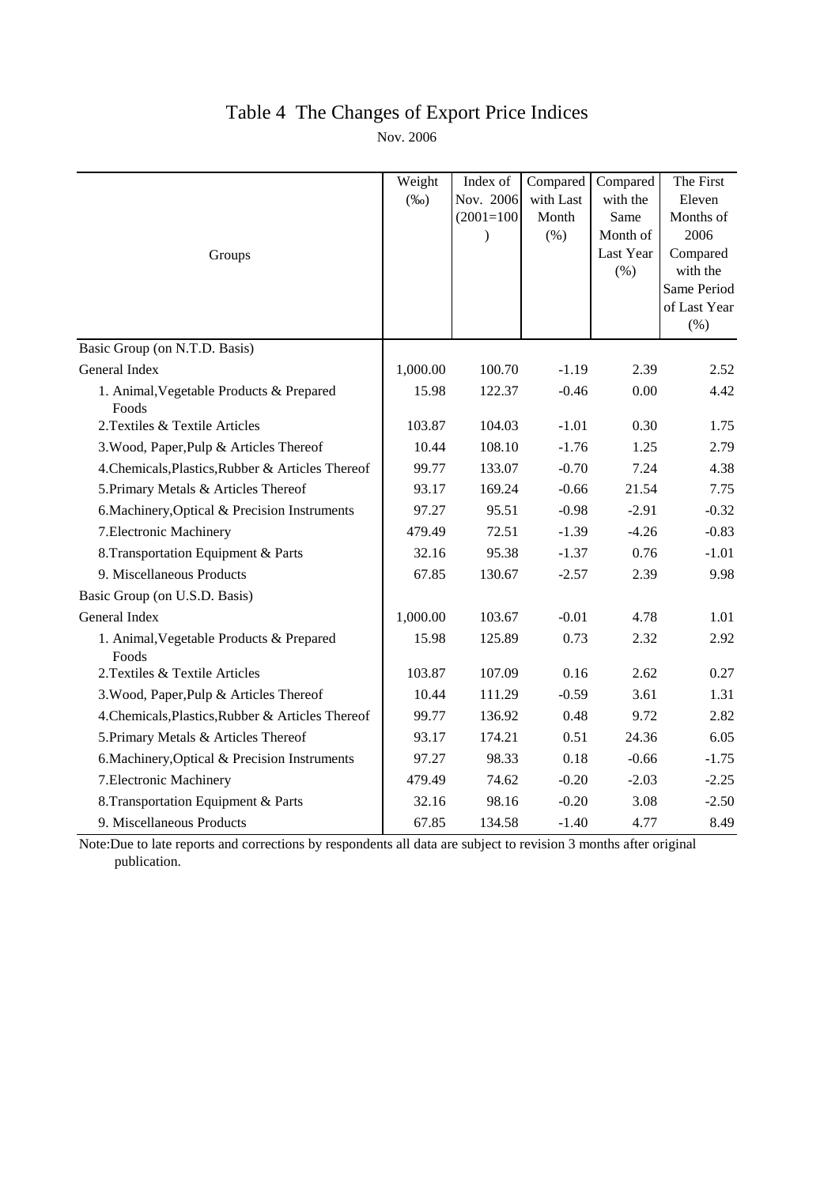# Table 4 The Changes of Export Price Indices

Nov. 2006

| Groups | Weight (‰) | Index of Nov. 2006 (2001=100) | Compared with Last Month (%) | Compared with the Same Month of Last Year (%) | The First Eleven Months of 2006 Compared with the Same Period of Last Year (%) |
|---|---|---|---|---|---|
| Basic Group (on N.T.D. Basis) | | | | | |
| General Index | 1,000.00 | 100.70 | -1.19 | 2.39 | 2.52 |
| 1. Animal,Vegetable Products & Prepared Foods | 15.98 | 122.37 | -0.46 | 0.00 | 4.42 |
| 2.Textiles & Textile Articles | 103.87 | 104.03 | -1.01 | 0.30 | 1.75 |
| 3.Wood, Paper,Pulp & Articles Thereof | 10.44 | 108.10 | -1.76 | 1.25 | 2.79 |
| 4.Chemicals,Plastics,Rubber & Articles Thereof | 99.77 | 133.07 | -0.70 | 7.24 | 4.38 |
| 5.Primary Metals & Articles Thereof | 93.17 | 169.24 | -0.66 | 21.54 | 7.75 |
| 6.Machinery,Optical & Precision Instruments | 97.27 | 95.51 | -0.98 | -2.91 | -0.32 |
| 7.Electronic Machinery | 479.49 | 72.51 | -1.39 | -4.26 | -0.83 |
| 8.Transportation Equipment & Parts | 32.16 | 95.38 | -1.37 | 0.76 | -1.01 |
| 9. Miscellaneous Products | 67.85 | 130.67 | -2.57 | 2.39 | 9.98 |
| Basic Group (on U.S.D. Basis) | | | | | |
| General Index | 1,000.00 | 103.67 | -0.01 | 4.78 | 1.01 |
| 1. Animal,Vegetable Products & Prepared Foods | 15.98 | 125.89 | 0.73 | 2.32 | 2.92 |
| 2.Textiles & Textile Articles | 103.87 | 107.09 | 0.16 | 2.62 | 0.27 |
| 3.Wood, Paper,Pulp & Articles Thereof | 10.44 | 111.29 | -0.59 | 3.61 | 1.31 |
| 4.Chemicals,Plastics,Rubber & Articles Thereof | 99.77 | 136.92 | 0.48 | 9.72 | 2.82 |
| 5.Primary Metals & Articles Thereof | 93.17 | 174.21 | 0.51 | 24.36 | 6.05 |
| 6.Machinery,Optical & Precision Instruments | 97.27 | 98.33 | 0.18 | -0.66 | -1.75 |
| 7.Electronic Machinery | 479.49 | 74.62 | -0.20 | -2.03 | -2.25 |
| 8.Transportation Equipment & Parts | 32.16 | 98.16 | -0.20 | 3.08 | -2.50 |
| 9. Miscellaneous Products | 67.85 | 134.58 | -1.40 | 4.77 | 8.49 |

Note:Due to late reports and corrections by respondents all data are subject to revision 3 months after original publication.